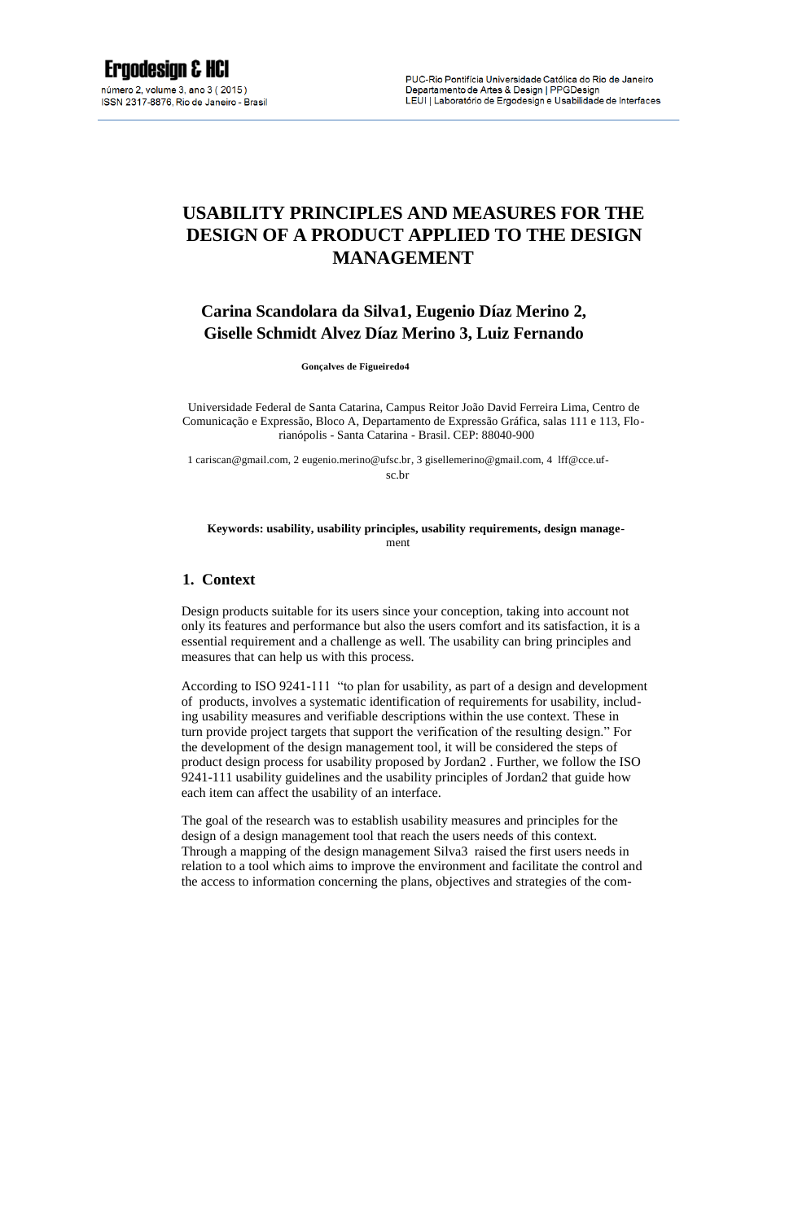# USABILITY PRINCIPLES AND MEASURES FOR THE DESIGN OF A PRODUCT APPLIED TO THE DESIGN MANAGEMENT

**Carina Scandolara da Silva[1], Eugenio Díaz Merino [2], Giselle Schmidt Alvez Díaz Merino [3], Luiz Fernando Gonçalves de Figueiredo[4]**

Universidade Federal de Santa Catarina, Campus Reitor João David Ferreira Lima, Centro de Comunicação e Expressão, Bloco A, Departamento de Expressão Gráfica, salas 111 e 113, Florianópolis - Santa Catarina - Brasil. CEP: 88040-900

1 cariscan@gmail.com, 2 eugenio.merino@ufsc.br, 3 gisellemerino@gmail.com, 4 lff@cce.ufsc.br

**Keywords: usability, usability principles, usability requirements, design management**

## 1. Context

Design products suitable for its users since your conception, taking into account not only its features and performance but also the users comfort and its satisfaction, it is a essential requirement and a challenge as well. The usability can bring principles and measures that can help us with this process.

According to ISO 9241-111 "to plan for usability, as part of a design and development of products, involves a systematic identification of requirements for usability, including usability measures and verifiable descriptions within the use context. These in turn provide project targets that support the verification of the resulting design." For the development of the design management tool, it will be considered the steps of product design process for usability proposed by Jordan[2]. Further, we follow the ISO 9241-111 usability guidelines and the usability principles of Jordan[2] that guide how each item can affect the usability of an interface.

The goal of the research was to establish usability measures and principles for the design of a design management tool that reach the users needs of this context. Through a mapping of the design management Silva[3] raised the first users needs in relation to a tool which aims to improve the environment and facilitate the control and the access to information concerning the plans, objectives and strategies of the com-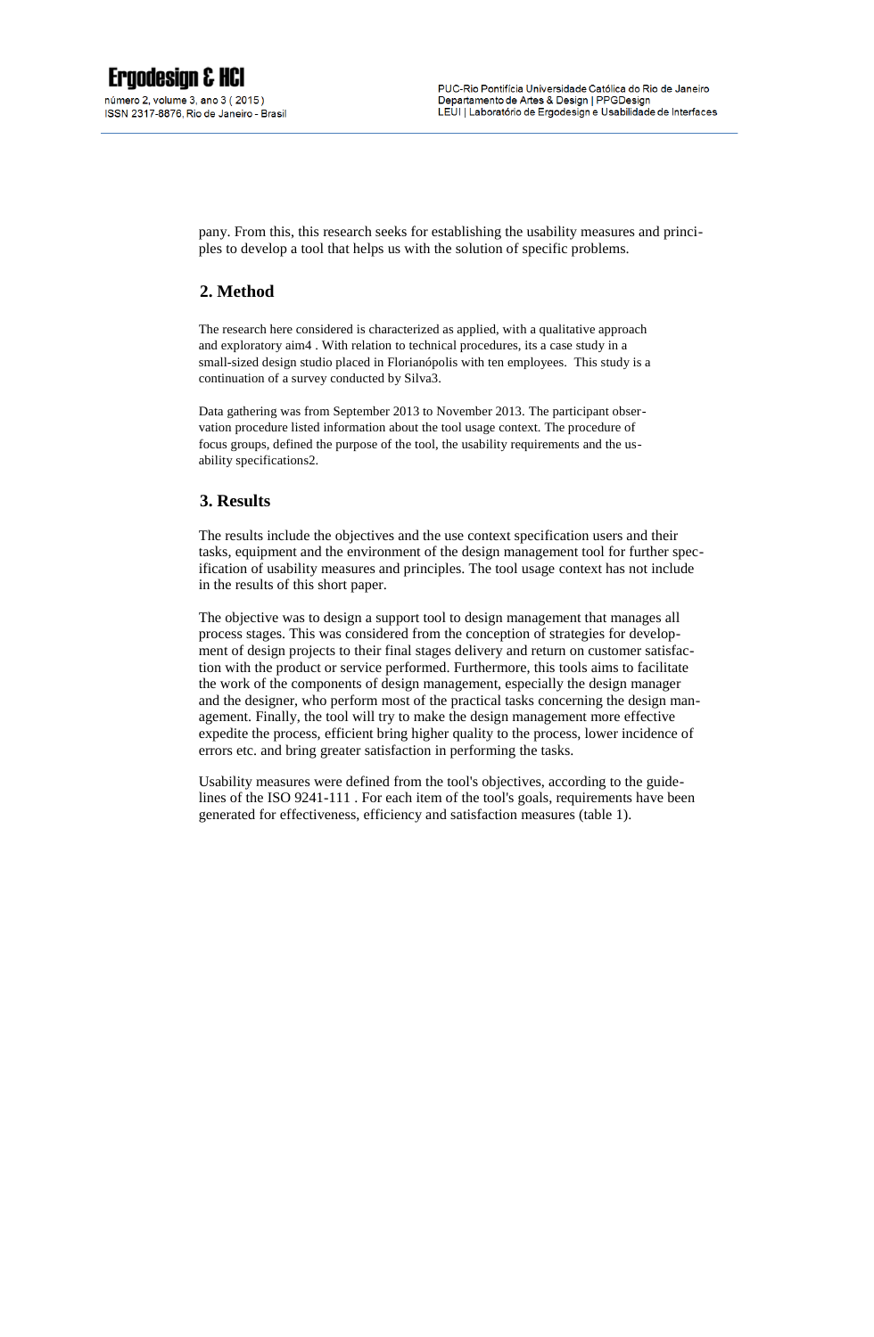pany. From this, this research seeks for establishing the usability measures and principles to develop a tool that helps us with the solution of specific problems.

## 2. Method

The research here considered is characterized as applied, with a qualitative approach and exploratory aim4 . With relation to technical procedures, its a case study in a small-sized design studio placed in Florianópolis with ten employees. This study is a continuation of a survey conducted by Silva3.

Data gathering was from September 2013 to November 2013. The participant observation procedure listed information about the tool usage context. The procedure of focus groups, defined the purpose of the tool, the usability requirements and the usability specifications2.

## 3. Results

The results include the objectives and the use context specification users and their tasks, equipment and the environment of the design management tool for further specification of usability measures and principles. The tool usage context has not include in the results of this short paper.

The objective was to design a support tool to design management that manages all process stages. This was considered from the conception of strategies for development of design projects to their final stages delivery and return on customer satisfaction with the product or service performed. Furthermore, this tools aims to facilitate the work of the components of design management, especially the design manager and the designer, who perform most of the practical tasks concerning the design management. Finally, the tool will try to make the design management more effective expedite the process, efficient bring higher quality to the process, lower incidence of errors etc. and bring greater satisfaction in performing the tasks.

Usability measures were defined from the tool's objectives, according to the guidelines of the ISO 9241-111 . For each item of the tool's goals, requirements have been generated for effectiveness, efficiency and satisfaction measures (table 1).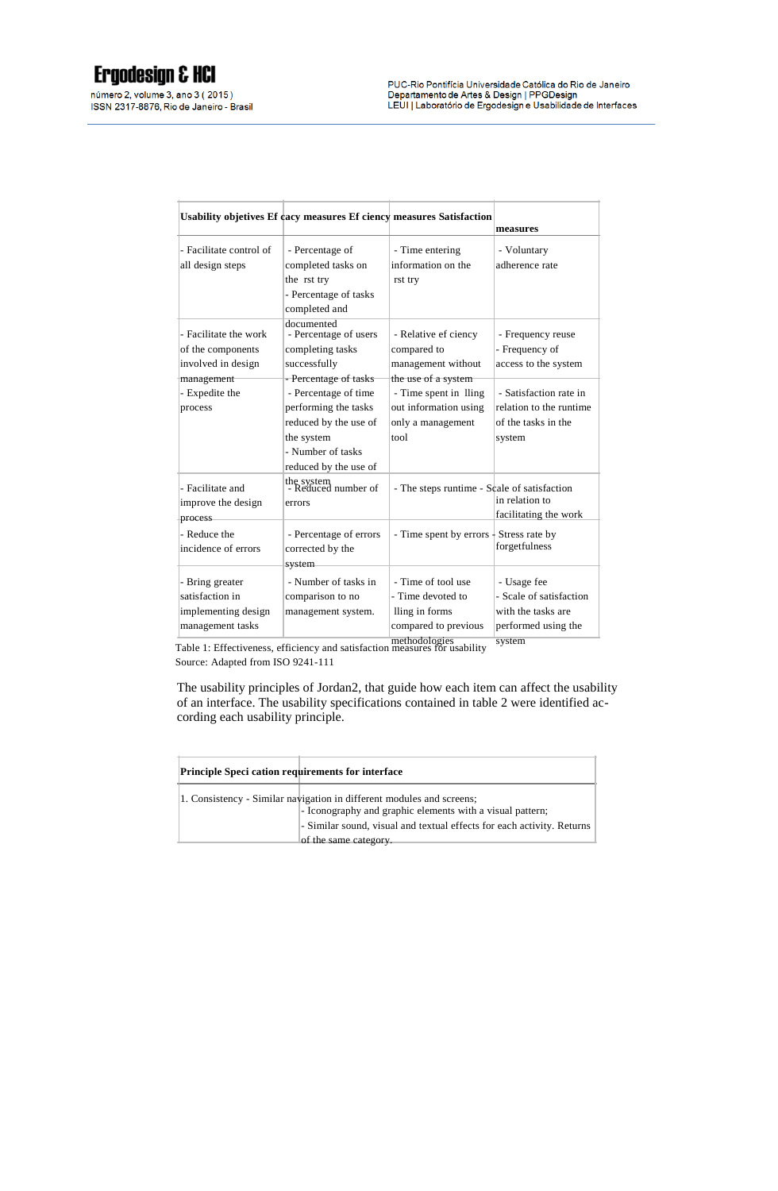| Usability objetives | Ef cacy measures | Ef ciency measures | Satisfaction measures |
|---|---|---|---|
| - Facilitate control of all design steps | - Percentage of completed tasks on the rst try<br>- Percentage of tasks completed and documented | - Time entering information on the rst try | - Voluntary adherence rate |
| - Facilitate the work of the components involved in design management | - Percentage of users completing tasks successfully<br>- Percentage of tasks | - Relative ef ciency compared to management without the use of a system | - Frequency reuse<br>- Frequency of access to the system |
| - Expedite the process | - Percentage of time performing the tasks reduced by the use of the system<br>- Number of tasks reduced by the use of the system | - Time spent in lling out information using only a management tool | - Satisfaction rate in relation to the runtime of the tasks in the system |
| - Facilitate and improve the design process | - Reduced number of errors | - The steps runtime | - Scale of satisfaction in relation to facilitating the work |
| - Reduce the incidence of errors | - Percentage of errors corrected by the system | - Time spent by errors | - Stress rate by forgetfulness |
| - Bring greater satisfaction in implementing design management tasks | - Number of tasks in comparison to no management system. | - Time of tool use<br>- Time devoted to lling in forms compared to previous methodologies | - Usage fee<br>- Scale of satisfaction with the tasks are performed using the system |

Table 1: Effectiveness, efficiency and satisfaction measures for usability
Source: Adapted from ISO 9241-111

The usability principles of Jordan2, that guide how each item can affect the usability of an interface. The usability specifications contained in table 2 were identified according each usability principle.

| Principle | Speci cation requirements for interface |
|---|---|
| 1. Consistency | - Similar navigation in different modules and screens;<br>- Iconography and graphic elements with a visual pattern;<br>- Similar sound, visual and textual effects for each activity. Returns of the same category. |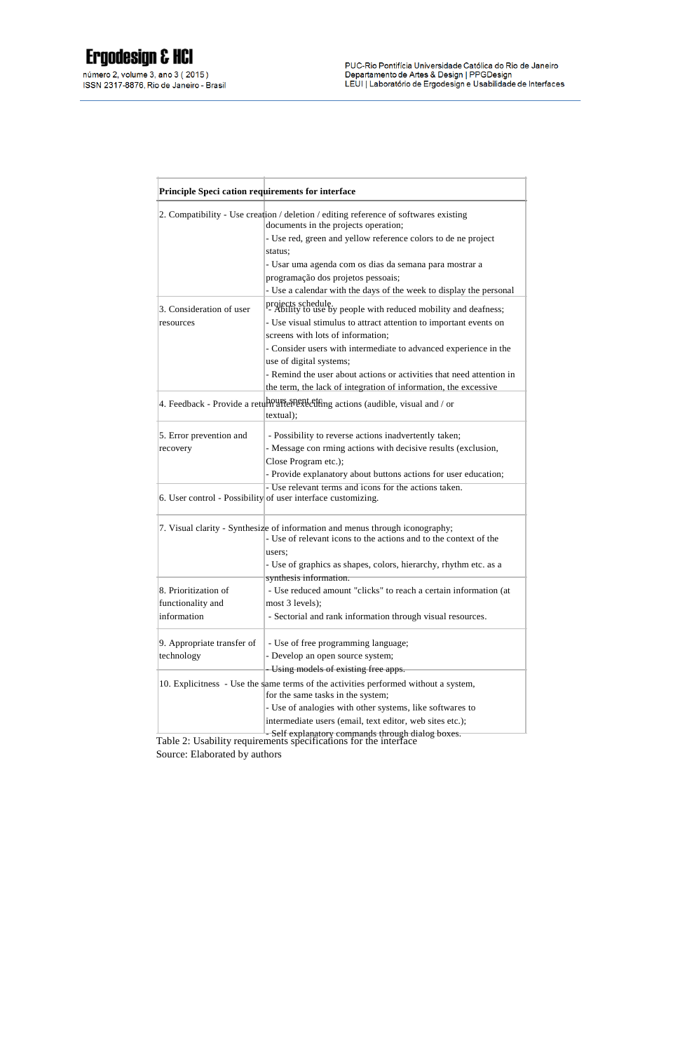| Principle | Specification requirements for interface |
| --- | --- |
| 2. Compatibility | - Use creation / deletion / editing reference of softwares existing documents in the projects operation;<br>- Use red, green and yellow reference colors to define project status;<br>- Usar uma agenda com os dias da semana para mostrar a programação dos projetos pessoais;<br>- Use a calendar with the days of the week to display the personal projects schedule. |
| 3. Consideration of user resources | - Ability to use by people with reduced mobility and deafness;<br>- Use visual stimulus to attract attention to important events on screens with lots of information;<br>- Consider users with intermediate to advanced experience in the use of digital systems;<br>- Remind the user about actions or activities that need attention in the term, the lack of integration of information, the excessive hours spent etc. |
| 4. Feedback | - Provide a return after executing actions (audible, visual and / or textual); |
| 5. Error prevention and recovery | - Possibility to reverse actions inadvertently taken;<br>- Message confirming actions with decisive results (exclusion, Close Program etc.);<br>- Provide explanatory about buttons actions for user education;<br>- Use relevant terms and icons for the actions taken. |
| 6. User control | - Possibility of user interface customizing. |
| 7. Visual clarity | - Synthesize of information and menus through iconography;<br>- Use of relevant icons to the actions and to the context of the users;<br>- Use of graphics as shapes, colors, hierarchy, rhythm etc. as a synthesis information. |
| 8. Prioritization of functionality and information | - Use reduced amount "clicks" to reach a certain information (at most 3 levels);<br>- Sectorial and rank information through visual resources. |
| 9. Appropriate transfer of technology | - Use of free programming language;<br>- Develop an open source system;<br>- Using models of existing free apps. |
| 10. Explicitness | - Use the same terms of the activities performed without a system, for the same tasks in the system;<br>- Use of analogies with other systems, like softwares to intermediate users (email, text editor, web sites etc.);<br>- Self explanatory commands through dialog boxes. |

Table 2: Usability requirements specifications for the interface
Source: Elaborated by authors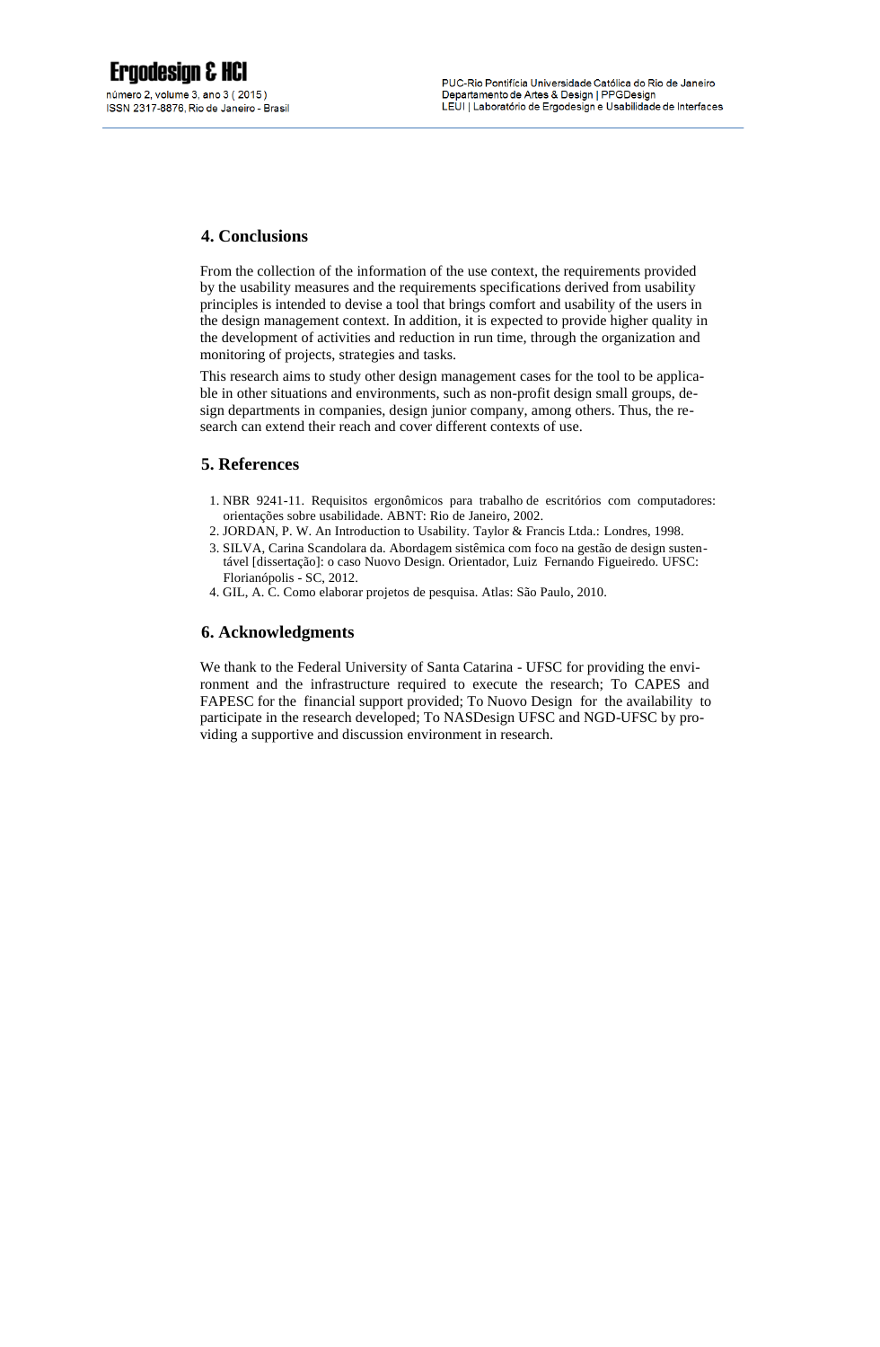## 4. Conclusions

From the collection of the information of the use context, the requirements provided by the usability measures and the requirements specifications derived from usability principles is intended to devise a tool that brings comfort and usability of the users in the design management context. In addition, it is expected to provide higher quality in the development of activities and reduction in run time, through the organization and monitoring of projects, strategies and tasks.

This research aims to study other design management cases for the tool to be applicable in other situations and environments, such as non-profit design small groups, design departments in companies, design junior company, among others. Thus, the research can extend their reach and cover different contexts of use.

## 5. References

1. NBR 9241-11. Requisitos ergonômicos para trabalho de escritórios com computadores: orientações sobre usabilidade. ABNT: Rio de Janeiro, 2002.
2. JORDAN, P. W. An Introduction to Usability. Taylor & Francis Ltda.: Londres, 1998.
3. SILVA, Carina Scandolara da. Abordagem sistêmica com foco na gestão de design sustentável [dissertação]: o caso Nuovo Design. Orientador, Luiz Fernando Figueiredo. UFSC: Florianópolis - SC, 2012.
4. GIL, A. C. Como elaborar projetos de pesquisa. Atlas: São Paulo, 2010.

## 6. Acknowledgments

We thank to the Federal University of Santa Catarina - UFSC for providing the environment and the infrastructure required to execute the research; To CAPES and FAPESC for the financial support provided; To Nuovo Design for the availability to participate in the research developed; To NASDesign UFSC and NGD-UFSC by providing a supportive and discussion environment in research.